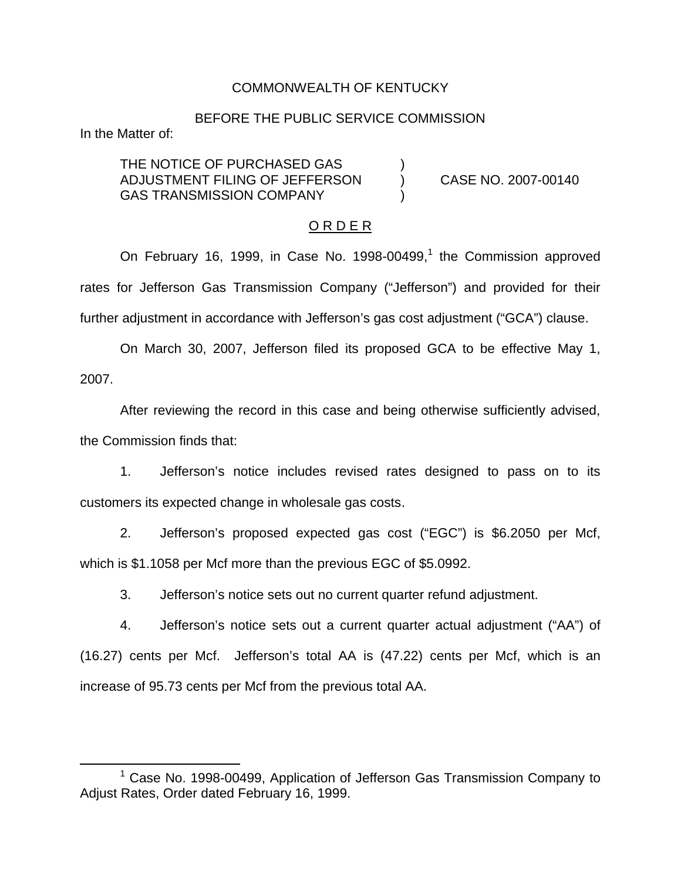COMMONWEALTH OF KENTUCKY

BEFORE THE PUBLIC SERVICE COMMISSION

In the Matter of:

THE NOTICE OF PURCHASED GAS ADJUSTMENT FILING OF JEFFERSON GAS TRANSMISSION COMPANY ) CASE NO. 2007-00140

O R D E R

On February 16, 1999, in Case No. 1998-00499,[1] the Commission approved rates for Jefferson Gas Transmission Company ("Jefferson") and provided for their further adjustment in accordance with Jefferson's gas cost adjustment ("GCA") clause.

On March 30, 2007, Jefferson filed its proposed GCA to be effective May 1, 2007.

After reviewing the record in this case and being otherwise sufficiently advised, the Commission finds that:

1. Jefferson's notice includes revised rates designed to pass on to its customers its expected change in wholesale gas costs.

2. Jefferson's proposed expected gas cost ("EGC") is $6.2050 per Mcf, which is $1.1058 per Mcf more than the previous EGC of $5.0992.

3. Jefferson's notice sets out no current quarter refund adjustment.

4. Jefferson's notice sets out a current quarter actual adjustment ("AA") of (16.27) cents per Mcf. Jefferson's total AA is (47.22) cents per Mcf, which is an increase of 95.73 cents per Mcf from the previous total AA.

[1] Case No. 1998-00499, Application of Jefferson Gas Transmission Company to Adjust Rates, Order dated February 16, 1999.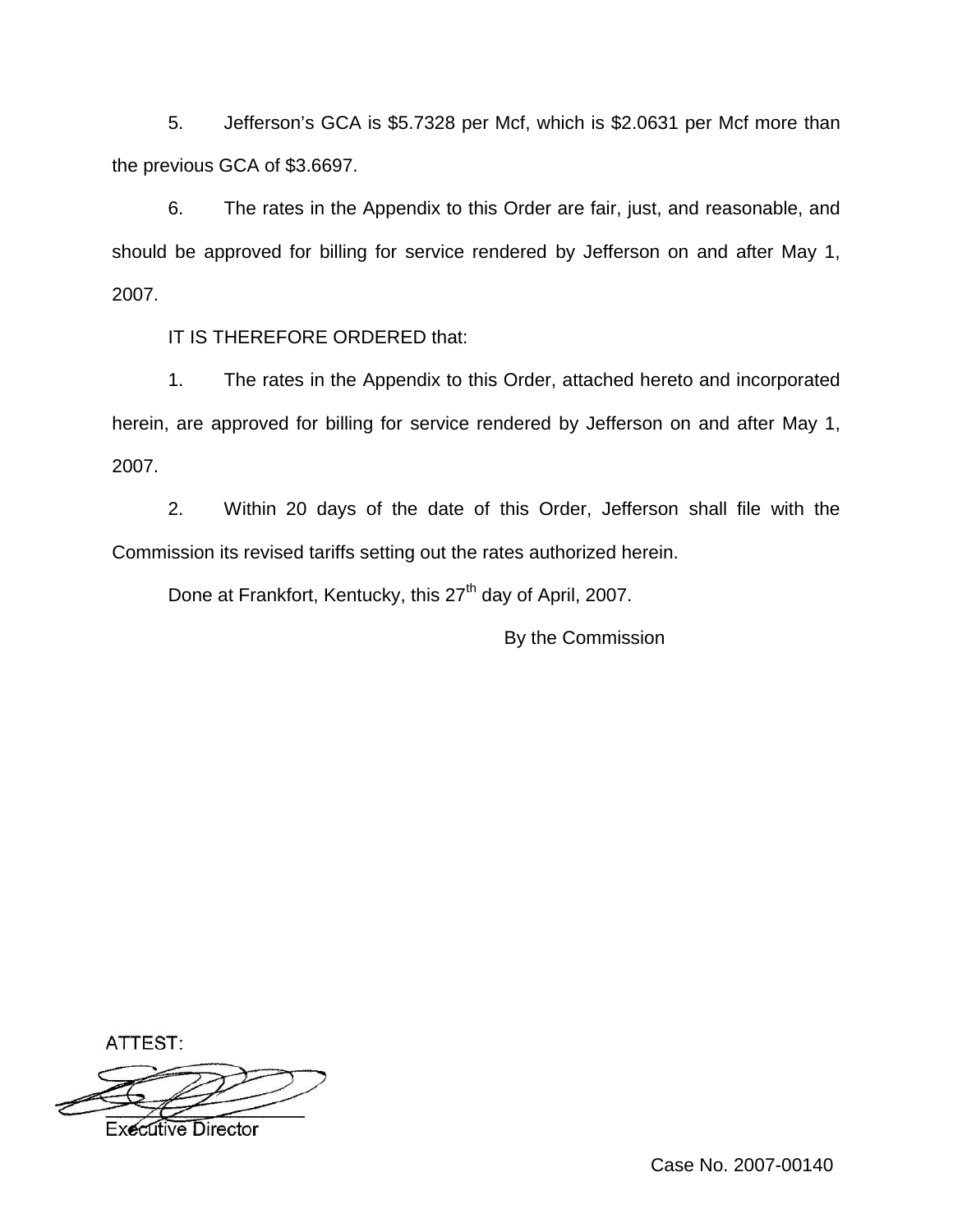5. Jefferson's GCA is \$5.7328 per Mcf, which is \$2.0631 per Mcf more than the previous GCA of \$3.6697.

6. The rates in the Appendix to this Order are fair, just, and reasonable, and should be approved for billing for service rendered by Jefferson on and after May 1, 2007.

IT IS THEREFORE ORDERED that:

1. The rates in the Appendix to this Order, attached hereto and incorporated herein, are approved for billing for service rendered by Jefferson on and after May 1, 2007.

2. Within 20 days of the date of this Order, Jefferson shall file with the Commission its revised tariffs setting out the rates authorized herein.

Done at Frankfort, Kentucky, this 27th day of April, 2007.

By the Commission

ATTEST:

Executive Director

Case No. 2007-00140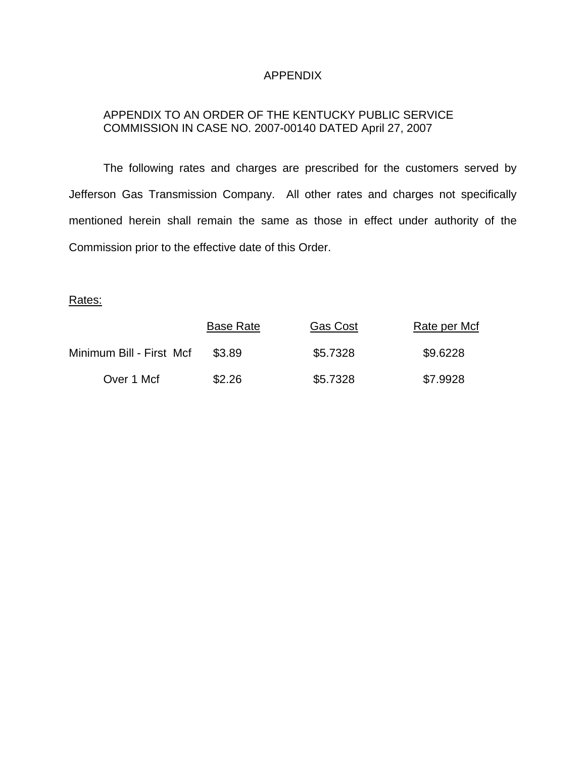# APPENDIX

APPENDIX TO AN ORDER OF THE KENTUCKY PUBLIC SERVICE COMMISSION IN CASE NO. 2007-00140 DATED April 27, 2007

The following rates and charges are prescribed for the customers served by Jefferson Gas Transmission Company. All other rates and charges not specifically mentioned herein shall remain the same as those in effect under authority of the Commission prior to the effective date of this Order.

Rates:

| | Base Rate | Gas Cost | Rate per Mcf |
|---|---|---|---|
| Minimum Bill - First Mcf | $3.89 | $5.7328 | $9.6228 |
| Over 1 Mcf | $2.26 | $5.7328 | $7.9928 |